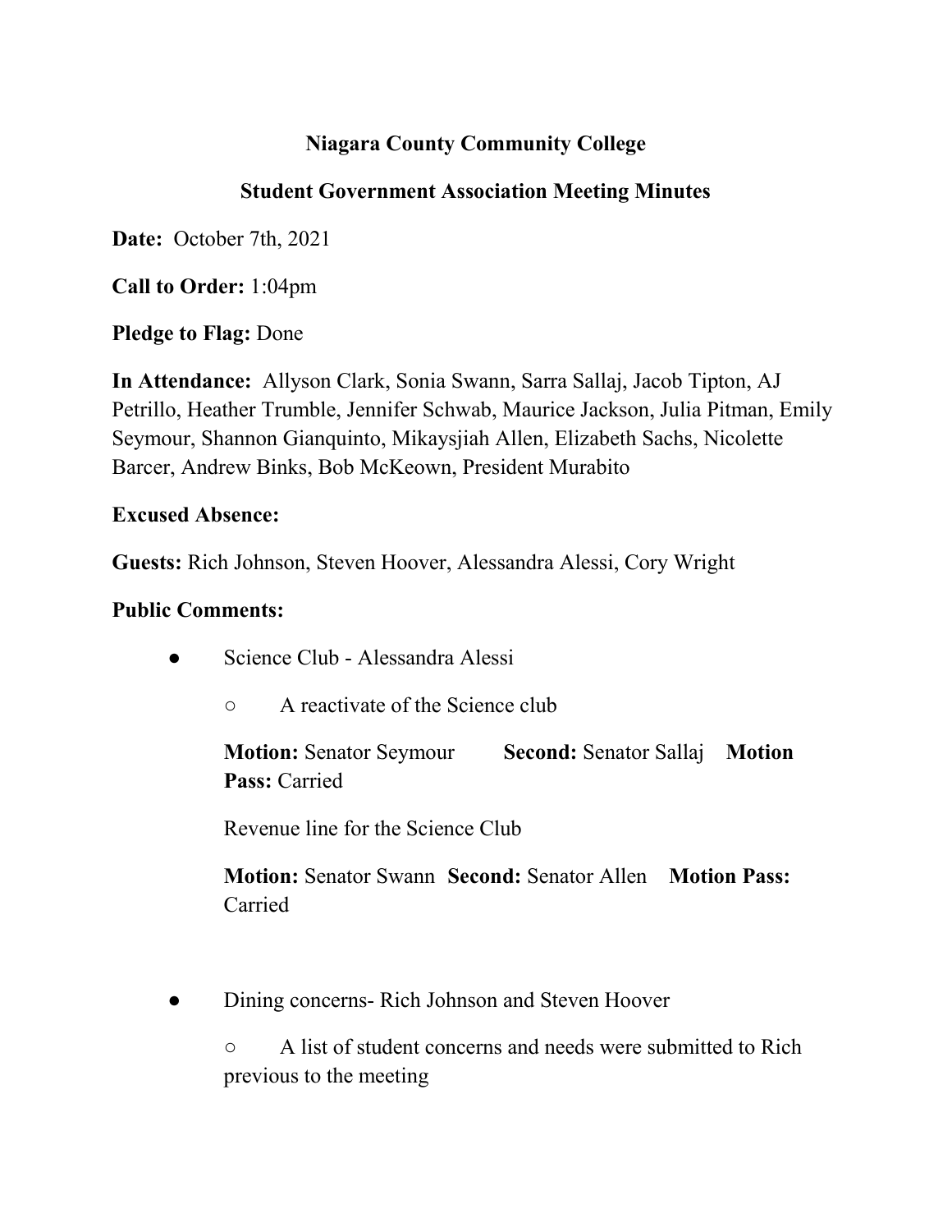# Niagara County Community College

## Student Government Association Meeting Minutes

**Date:** October 7th, 2021

**Call to Order:** 1:04pm

**Pledge to Flag:** Done

**In Attendance:** Allyson Clark, Sonia Swann, Sarra Sallaj, Jacob Tipton, AJ Petrillo, Heather Trumble, Jennifer Schwab, Maurice Jackson, Julia Pitman, Emily Seymour, Shannon Gianquinto, Mikaysjiah Allen, Elizabeth Sachs, Nicolette Barcer, Andrew Binks, Bob McKeown, President Murabito

**Excused Absence:**

**Guests:** Rich Johnson, Steven Hoover, Alessandra Alessi, Cory Wright

**Public Comments:**

- Science Club - Alessandra Alessi
  - A reactivate of the Science club

  **Motion:** Senator Seymour **Second:** Senator Sallaj **Motion Pass:** Carried

  Revenue line for the Science Club

  **Motion:** Senator Swann **Second:** Senator Allen **Motion Pass:** Carried

- Dining concerns- Rich Johnson and Steven Hoover
  - A list of student concerns and needs were submitted to Rich previous to the meeting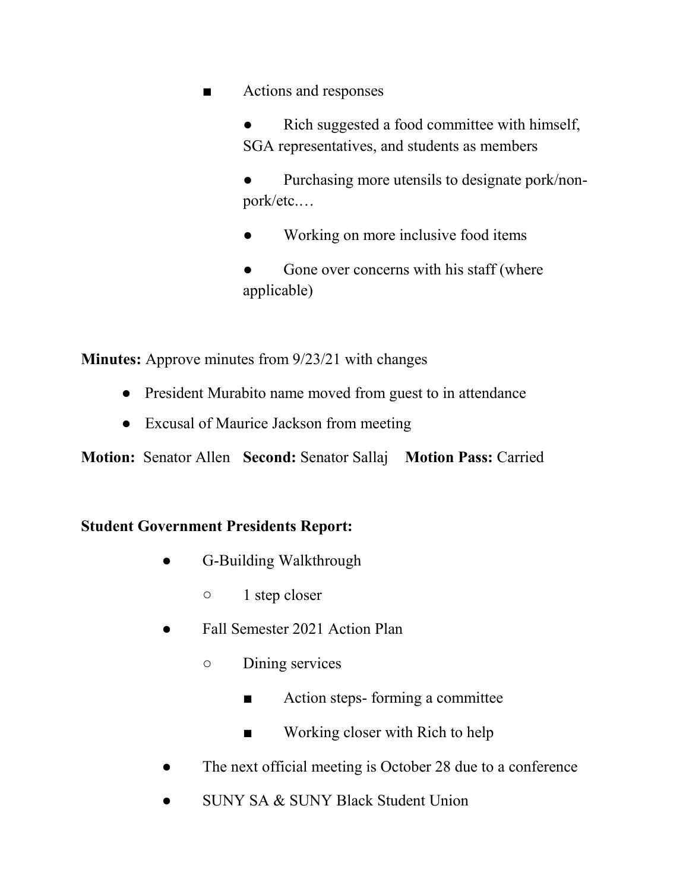- Actions and responses
  - Rich suggested a food committee with himself, SGA representatives, and students as members
  - Purchasing more utensils to designate pork/non-pork/etc.…
  - Working on more inclusive food items
  - Gone over concerns with his staff (where applicable)

**Minutes:** Approve minutes from 9/23/21 with changes

- President Murabito name moved from guest to in attendance
- Excusal of Maurice Jackson from meeting

**Motion:** Senator Allen **Second:** Senator Sallaj **Motion Pass:** Carried

**Student Government Presidents Report:**

- G-Building Walkthrough
  - 1 step closer
- Fall Semester 2021 Action Plan
  - Dining services
    - Action steps- forming a committee
    - Working closer with Rich to help
- The next official meeting is October 28 due to a conference
- SUNY SA & SUNY Black Student Union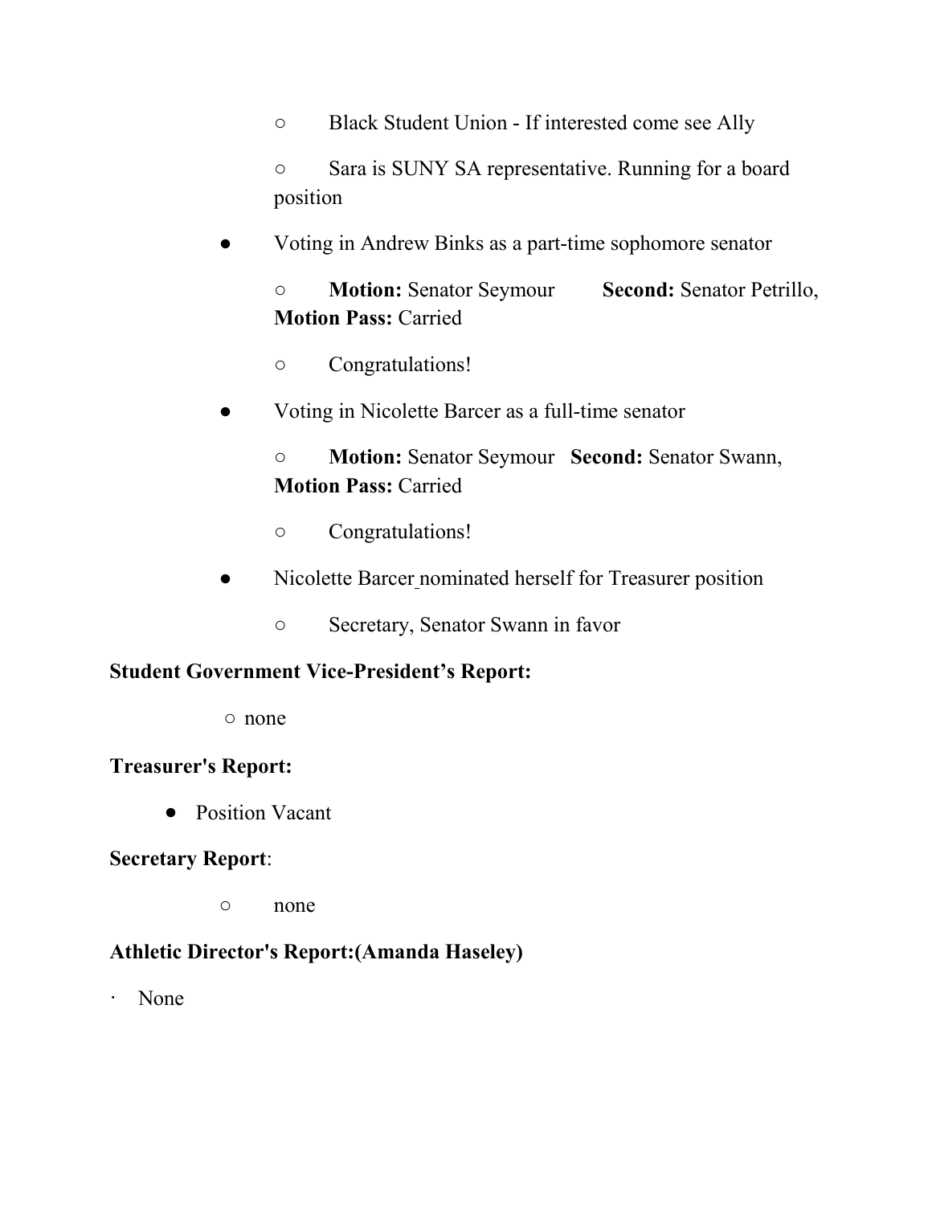- Black Student Union - If interested come see Ally
  - Sara is SUNY SA representative. Running for a board position

- Voting in Andrew Binks as a part-time sophomore senator
  - **Motion:** Senator Seymour **Second:** Senator Petrillo, **Motion Pass:** Carried
  - Congratulations!
- Voting in Nicolette Barcer as a full-time senator
  - **Motion:** Senator Seymour **Second:** Senator Swann, **Motion Pass:** Carried
  - Congratulations!
- Nicolette Barcer nominated herself for Treasurer position
  - Secretary, Senator Swann in favor

**Student Government Vice-President's Report:**

- none

**Treasurer's Report:**

- Position Vacant

**Secretary Report**:

- none

**Athletic Director's Report:(Amanda Haseley)**

- None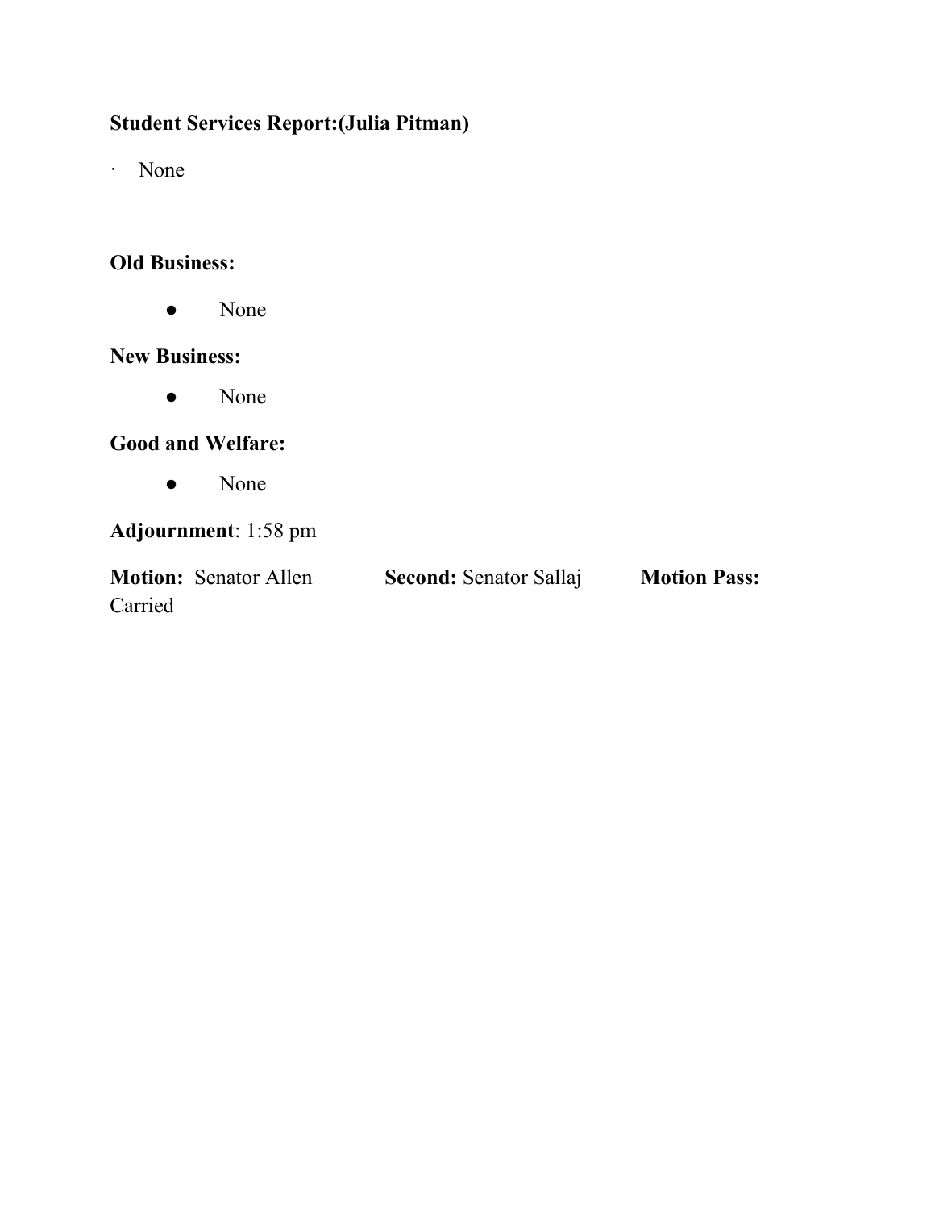**Student Services Report:(Julia Pitman)**

- None

**Old Business:**

- None

**New Business:**

- None

**Good and Welfare:**

- None

**Adjournment**: 1:58 pm

**Motion:** Senator Allen **Second:** Senator Sallaj **Motion Pass:** Carried